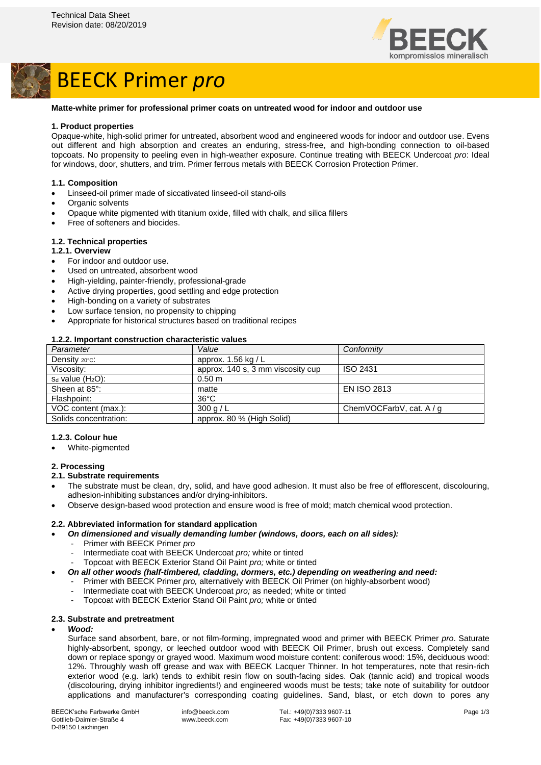Technical Data Sheet
Revision date: 08/20/2019

# BEECK Primer *pro*

**Matte-white primer for professional primer coats on untreated wood for indoor and outdoor use**

### 1. Product properties

Opaque-white, high-solid primer for untreated, absorbent wood and engineered woods for indoor and outdoor use. Evens out different and high absorption and creates an enduring, stress-free, and high-bonding connection to oil-based topcoats. No propensity to peeling even in high-weather exposure. Continue treating with BEECK Undercoat *pro*: Ideal for windows, door, shutters, and trim. Primer ferrous metals with BEECK Corrosion Protection Primer.

#### 1.1. Composition

- Linseed-oil primer made of siccativated linseed-oil stand-oils
- Organic solvents
- Opaque white pigmented with titanium oxide, filled with chalk, and silica fillers
- Free of softeners and biocides.

#### 1.2. Technical properties

##### 1.2.1. Overview

- For indoor and outdoor use.
- Used on untreated, absorbent wood
- High-yielding, painter-friendly, professional-grade
- Active drying properties, good settling and edge protection
- High-bonding on a variety of substrates
- Low surface tension, no propensity to chipping
- Appropriate for historical structures based on traditional recipes

##### 1.2.2. Important construction characteristic values

| *Parameter* | *Value* | *Conformity* |
|---|---|---|
| Density $_{20°C}$: | approx. 1.56 kg / L | |
| Viscosity: | approx. 140 s, 3 mm viscosity cup | ISO 2431 |
| $s_d$ value ($H_2O$): | 0.50 m | |
| Sheen at 85°: | matte | EN ISO 2813 |
| Flashpoint: | 36°C | |
| VOC content (max.): | 300 g / L | ChemVOCFarbV, cat. A / g |
| Solids concentration: | approx. 80 % (High Solid) | |

##### 1.2.3. Colour hue

- White-pigmented

### 2. Processing

#### 2.1. Substrate requirements

- The substrate must be clean, dry, solid, and have good adhesion. It must also be free of efflorescent, discolouring, adhesion-inhibiting substances and/or drying-inhibitors.
- Observe design-based wood protection and ensure wood is free of mold; match chemical wood protection.

#### 2.2. Abbreviated information for standard application

- ***On dimensioned and visually demanding lumber (windows, doors, each on all sides):***
  - Primer with BEECK Primer *pro*
  - Intermediate coat with BEECK Undercoat *pro;* white or tinted
  - Topcoat with BEECK Exterior Stand Oil Paint *pro;* white or tinted
- ***On all other woods (half-timbered, cladding, dormers, etc.) depending on weathering and need:***
  - Primer with BEECK Primer *pro,* alternatively with BEECK Oil Primer (on highly-absorbent wood)
  - Intermediate coat with BEECK Undercoat *pro;* as needed; white or tinted
  - Topcoat with BEECK Exterior Stand Oil Paint *pro;* white or tinted

#### 2.3. Substrate and pretreatment

- ***Wood:***

  Surface sand absorbent, bare, or not film-forming, impregnated wood and primer with BEECK Primer *pro*. Saturate highly-absorbent, spongy, or leeched outdoor wood with BEECK Oil Primer, brush out excess. Completely sand down or replace spongy or grayed wood. Maximum wood moisture content: coniferous wood: 15%, deciduous wood: 12%. Throughly wash off grease and wax with BEECK Lacquer Thinner. In hot temperatures, note that resin-rich exterior wood (e.g. lark) tends to exhibit resin flow on south-facing sides. Oak (tannic acid) and tropical woods (discolouring, drying inhibitor ingredients!) and engineered woods must be tests; take note of suitability for outdoor applications and manufacturer's corresponding coating guidelines. Sand, blast, or etch down to pores any

BEECK'sche Farbwerke GmbH
Gottlieb-Daimler-Straße 4
D-89150 Laichingen

info@beeck.com
www.beeck.com

Tel.: +49(0)7333 9607-11
Fax: +49(0)7333 9607-10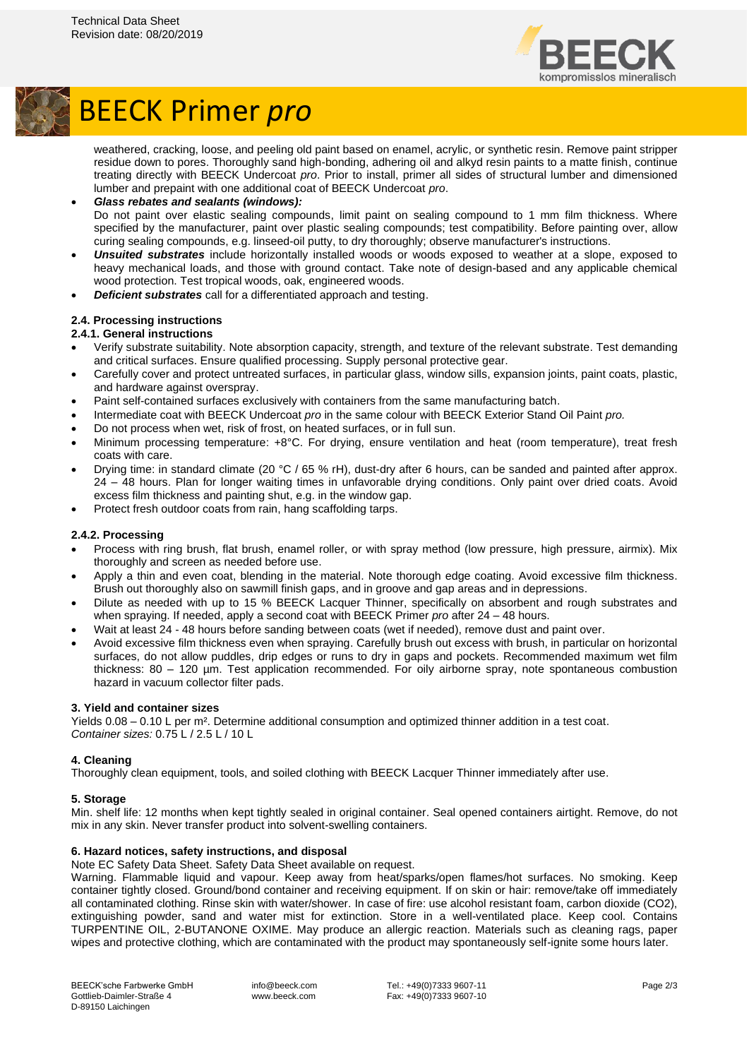weathered, cracking, loose, and peeling old paint based on enamel, acrylic, or synthetic resin. Remove paint stripper residue down to pores. Thoroughly sand high-bonding, adhering oil and alkyd resin paints to a matte finish, continue treating directly with BEECK Undercoat *pro*. Prior to install, primer all sides of structural lumber and dimensioned lumber and prepaint with one additional coat of BEECK Undercoat *pro*.

- ***Glass rebates and sealants (windows):***
  Do not paint over elastic sealing compounds, limit paint on sealing compound to 1 mm film thickness. Where specified by the manufacturer, paint over plastic sealing compounds; test compatibility. Before painting over, allow curing sealing compounds, e.g. linseed-oil putty, to dry thoroughly; observe manufacturer's instructions.
- ***Unsuited substrates*** include horizontally installed woods or woods exposed to weather at a slope, exposed to heavy mechanical loads, and those with ground contact. Take note of design-based and any applicable chemical wood protection. Test tropical woods, oak, engineered woods.
- ***Deficient substrates*** call for a differentiated approach and testing.

### 2.4. Processing instructions

#### 2.4.1. General instructions

- Verify substrate suitability. Note absorption capacity, strength, and texture of the relevant substrate. Test demanding and critical surfaces. Ensure qualified processing. Supply personal protective gear.
- Carefully cover and protect untreated surfaces, in particular glass, window sills, expansion joints, paint coats, plastic, and hardware against overspray.
- Paint self-contained surfaces exclusively with containers from the same manufacturing batch.
- Intermediate coat with BEECK Undercoat *pro* in the same colour with BEECK Exterior Stand Oil Paint *pro.*
- Do not process when wet, risk of frost, on heated surfaces, or in full sun.
- Minimum processing temperature: +8°C. For drying, ensure ventilation and heat (room temperature), treat fresh coats with care.
- Drying time: in standard climate (20 °C / 65 % rH), dust-dry after 6 hours, can be sanded and painted after approx. 24 – 48 hours. Plan for longer waiting times in unfavorable drying conditions. Only paint over dried coats. Avoid excess film thickness and painting shut, e.g. in the window gap.
- Protect fresh outdoor coats from rain, hang scaffolding tarps.

#### 2.4.2. Processing

- Process with ring brush, flat brush, enamel roller, or with spray method (low pressure, high pressure, airmix). Mix thoroughly and screen as needed before use.
- Apply a thin and even coat, blending in the material. Note thorough edge coating. Avoid excessive film thickness. Brush out thoroughly also on sawmill finish gaps, and in groove and gap areas and in depressions.
- Dilute as needed with up to 15 % BEECK Lacquer Thinner, specifically on absorbent and rough substrates and when spraying. If needed, apply a second coat with BEECK Primer *pro* after 24 – 48 hours.
- Wait at least 24 - 48 hours before sanding between coats (wet if needed), remove dust and paint over.
- Avoid excessive film thickness even when spraying. Carefully brush out excess with brush, in particular on horizontal surfaces, do not allow puddles, drip edges or runs to dry in gaps and pockets. Recommended maximum wet film thickness: 80 – 120 µm. Test application recommended. For oily airborne spray, note spontaneous combustion hazard in vacuum collector filter pads.

### 3. Yield and container sizes

Yields 0.08 – 0.10 L per m². Determine additional consumption and optimized thinner addition in a test coat.
*Container sizes:* 0.75 L / 2.5 L / 10 L

### 4. Cleaning

Thoroughly clean equipment, tools, and soiled clothing with BEECK Lacquer Thinner immediately after use.

### 5. Storage

Min. shelf life: 12 months when kept tightly sealed in original container. Seal opened containers airtight. Remove, do not mix in any skin. Never transfer product into solvent-swelling containers.

### 6. Hazard notices, safety instructions, and disposal

Note EC Safety Data Sheet. Safety Data Sheet available on request.
Warning. Flammable liquid and vapour. Keep away from heat/sparks/open flames/hot surfaces. No smoking. Keep container tightly closed. Ground/bond container and receiving equipment. If on skin or hair: remove/take off immediately all contaminated clothing. Rinse skin with water/shower. In case of fire: use alcohol resistant foam, carbon dioxide ($CO_2$), extinguishing powder, sand and water mist for extinction. Store in a well-ventilated place. Keep cool. Contains TURPENTINE OIL, 2-BUTANONE OXIME. May produce an allergic reaction. Materials such as cleaning rags, paper wipes and protective clothing, which are contaminated with the product may spontaneously self-ignite some hours later.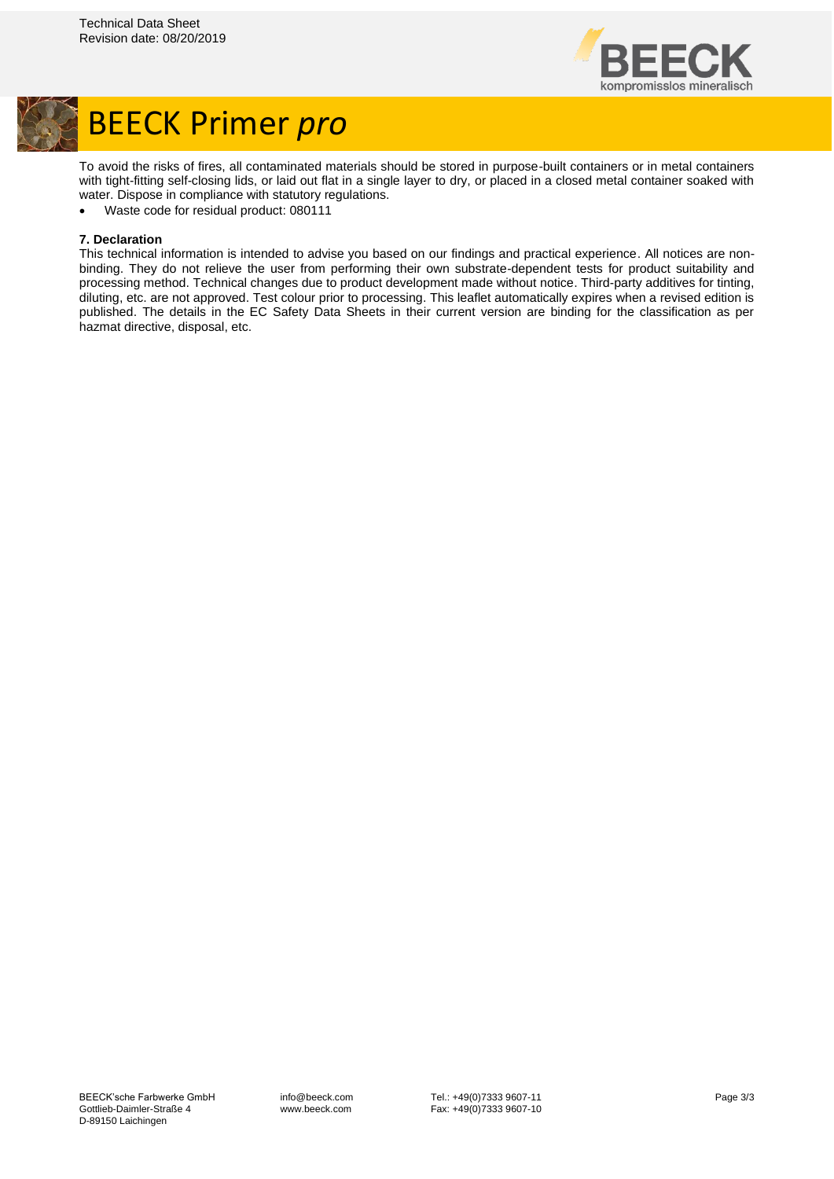To avoid the risks of fires, all contaminated materials should be stored in purpose-built containers or in metal containers with tight-fitting self-closing lids, or laid out flat in a single layer to dry, or placed in a closed metal container soaked with water. Dispose in compliance with statutory regulations.

- Waste code for residual product: 080111

**7. Declaration**

This technical information is intended to advise you based on our findings and practical experience. All notices are non-binding. They do not relieve the user from performing their own substrate-dependent tests for product suitability and processing method. Technical changes due to product development made without notice. Third-party additives for tinting, diluting, etc. are not approved. Test colour prior to processing. This leaflet automatically expires when a revised edition is published. The details in the EC Safety Data Sheets in their current version are binding for the classification as per hazmat directive, disposal, etc.